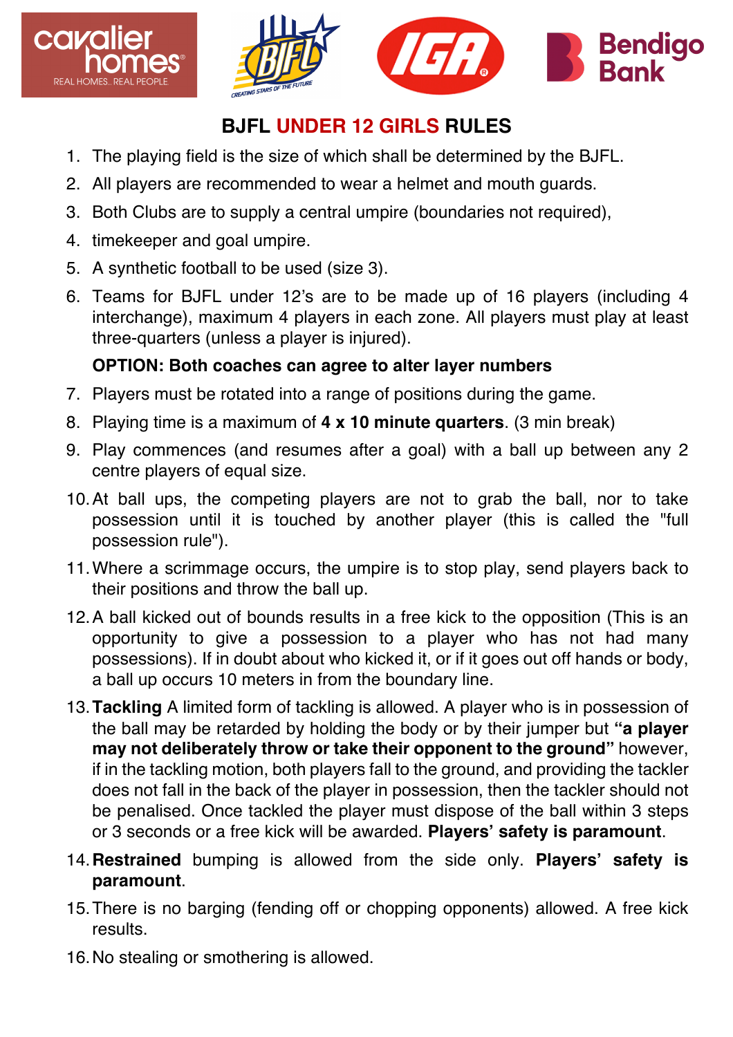# BJFL UNDER 12 GIRLS RULES

1. The playing field is the size of which shall be determined by the BJFL.
2. All players are recommended to wear a helmet and mouth guards.
3. Both Clubs are to supply a central umpire (boundaries not required),
4. timekeeper and goal umpire.
5. A synthetic football to be used (size 3).
6. Teams for BJFL under 12's are to be made up of 16 players (including 4 interchange), maximum 4 players in each zone. All players must play at least three-quarters (unless a player is injured).

   **OPTION: Both coaches can agree to alter layer numbers**

7. Players must be rotated into a range of positions during the game.
8. Playing time is a maximum of **4 x 10 minute quarters**. (3 min break)
9. Play commences (and resumes after a goal) with a ball up between any 2 centre players of equal size.
10. At ball ups, the competing players are not to grab the ball, nor to take possession until it is touched by another player (this is called the "full possession rule").
11. Where a scrimmage occurs, the umpire is to stop play, send players back to their positions and throw the ball up.
12. A ball kicked out of bounds results in a free kick to the opposition (This is an opportunity to give a possession to a player who has not had many possessions). If in doubt about who kicked it, or if it goes out off hands or body, a ball up occurs 10 meters in from the boundary line.
13. **Tackling** A limited form of tackling is allowed. A player who is in possession of the ball may be retarded by holding the body or by their jumper but **"a player may not deliberately throw or take their opponent to the ground"** however, if in the tackling motion, both players fall to the ground, and providing the tackler does not fall in the back of the player in possession, then the tackler should not be penalised. Once tackled the player must dispose of the ball within 3 steps or 3 seconds or a free kick will be awarded. **Players' safety is paramount**.
14. **Restrained** bumping is allowed from the side only. **Players' safety is paramount**.
15. There is no barging (fending off or chopping opponents) allowed. A free kick results.
16. No stealing or smothering is allowed.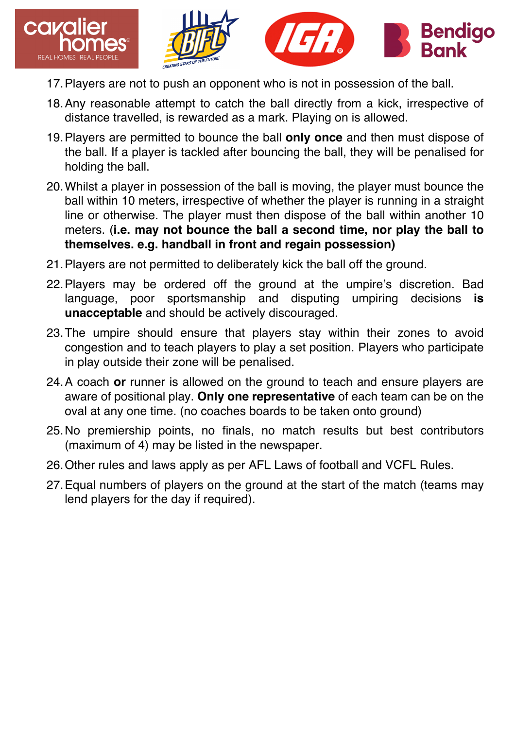17. Players are not to push an opponent who is not in possession of the ball.
18. Any reasonable attempt to catch the ball directly from a kick, irrespective of distance travelled, is rewarded as a mark. Playing on is allowed.
19. Players are permitted to bounce the ball **only once** and then must dispose of the ball. If a player is tackled after bouncing the ball, they will be penalised for holding the ball.
20. Whilst a player in possession of the ball is moving, the player must bounce the ball within 10 meters, irrespective of whether the player is running in a straight line or otherwise. The player must then dispose of the ball within another 10 meters. (**i.e. may not bounce the ball a second time, nor play the ball to themselves. e.g. handball in front and regain possession)**
21. Players are not permitted to deliberately kick the ball off the ground.
22. Players may be ordered off the ground at the umpire's discretion. Bad language, poor sportsmanship and disputing umpiring decisions **is unacceptable** and should be actively discouraged.
23. The umpire should ensure that players stay within their zones to avoid congestion and to teach players to play a set position. Players who participate in play outside their zone will be penalised.
24. A coach **or** runner is allowed on the ground to teach and ensure players are aware of positional play. **Only one representative** of each team can be on the oval at any one time. (no coaches boards to be taken onto ground)
25. No premiership points, no finals, no match results but best contributors (maximum of 4) may be listed in the newspaper.
26. Other rules and laws apply as per AFL Laws of football and VCFL Rules.
27. Equal numbers of players on the ground at the start of the match (teams may lend players for the day if required).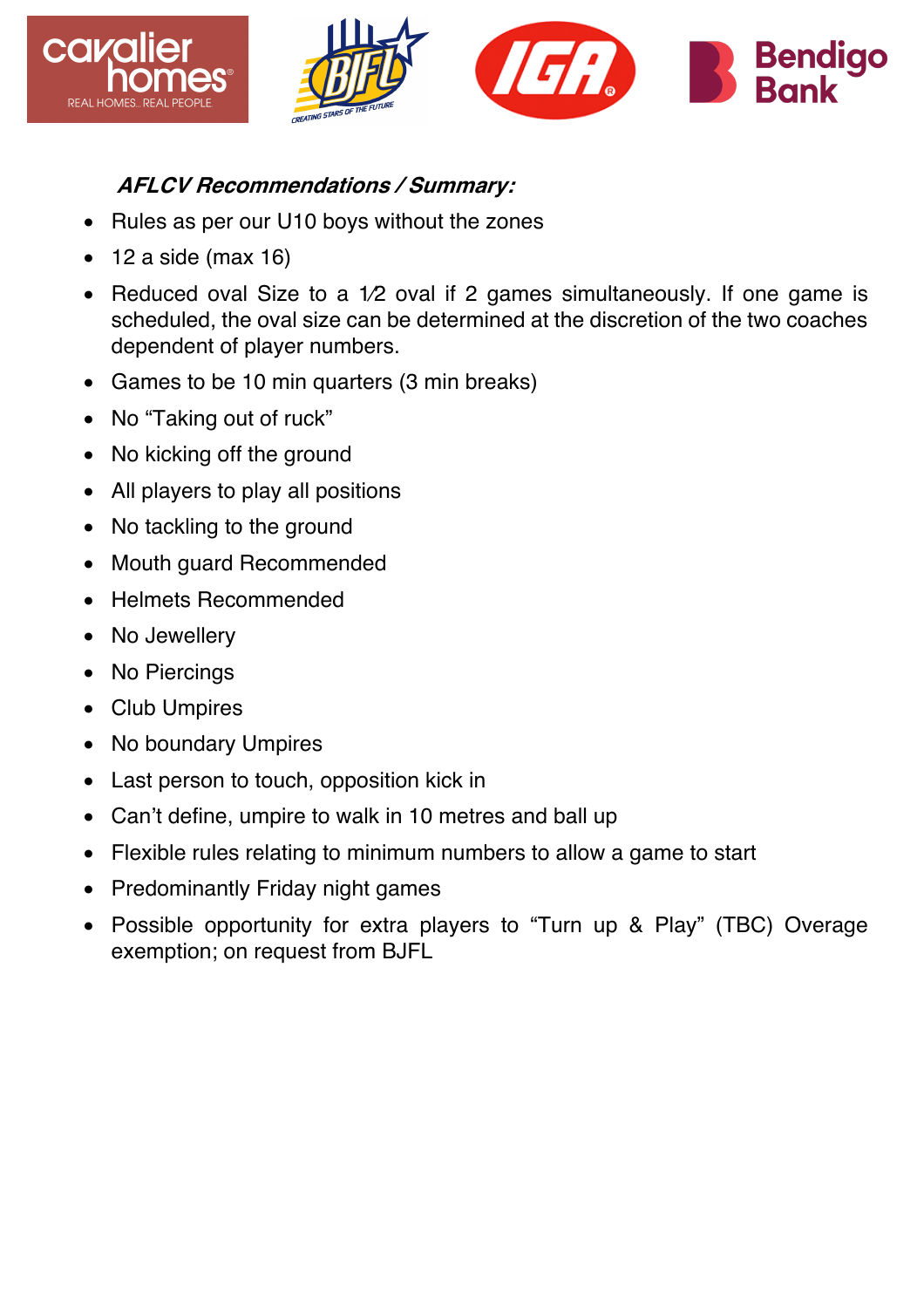***AFLCV Recommendations / Summary:***

- Rules as per our U10 boys without the zones
- 12 a side (max 16)
- Reduced oval Size to a 1⁄2 oval if 2 games simultaneously. If one game is scheduled, the oval size can be determined at the discretion of the two coaches dependent of player numbers.
- Games to be 10 min quarters (3 min breaks)
- No “Taking out of ruck”
- No kicking off the ground
- All players to play all positions
- No tackling to the ground
- Mouth guard Recommended
- Helmets Recommended
- No Jewellery
- No Piercings
- Club Umpires
- No boundary Umpires
- Last person to touch, opposition kick in
- Can’t define, umpire to walk in 10 metres and ball up
- Flexible rules relating to minimum numbers to allow a game to start
- Predominantly Friday night games
- Possible opportunity for extra players to “Turn up & Play” (TBC) Overage exemption; on request from BJFL